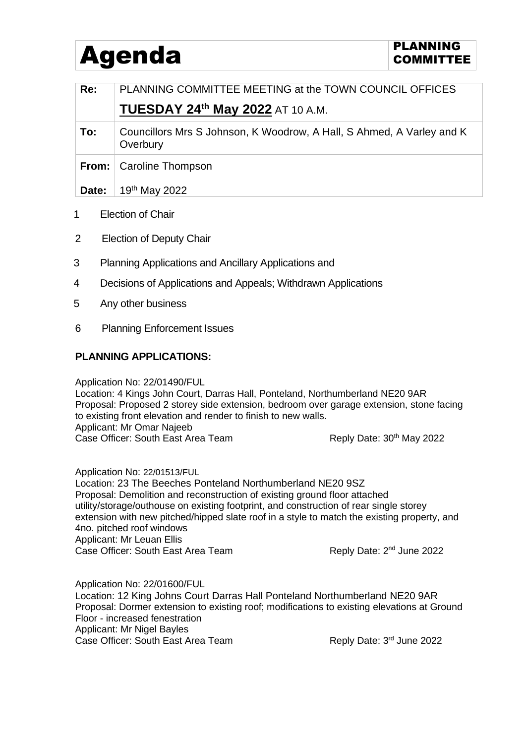# Agenda

**PLANNING COMMITTEE**

| | |
|---|---|
| **Re:** | PLANNING COMMITTEE MEETING at the TOWN COUNCIL OFFICES **TUESDAY 24th May 2022** AT 10 A.M. |
| **To:** | Councillors Mrs S Johnson, K Woodrow, A Hall, S Ahmed, A Varley and K Overbury |
| **From:** | Caroline Thompson |
| **Date:** | 19th May 2022 |

1. Election of Chair
2. Election of Deputy Chair
3. Planning Applications and Ancillary Applications and
4. Decisions of Applications and Appeals; Withdrawn Applications
5. Any other business
6. Planning Enforcement Issues

## PLANNING APPLICATIONS:

Application No: 22/01490/FUL
Location: 4 Kings John Court, Darras Hall, Ponteland, Northumberland NE20 9AR
Proposal: Proposed 2 storey side extension, bedroom over garage extension, stone facing to existing front elevation and render to finish to new walls.
Applicant: Mr Omar Najeeb
Case Officer: South East Area Team    Reply Date: 30th May 2022

Application No: 22/01513/FUL
Location: 23 The Beeches Ponteland Northumberland NE20 9SZ
Proposal: Demolition and reconstruction of existing ground floor attached utility/storage/outhouse on existing footprint, and construction of rear single storey extension with new pitched/hipped slate roof in a style to match the existing property, and 4no. pitched roof windows
Applicant: Mr Leuan Ellis
Case Officer: South East Area Team    Reply Date: 2nd June 2022

Application No: 22/01600/FUL
Location: 12 King Johns Court Darras Hall Ponteland Northumberland NE20 9AR
Proposal: Dormer extension to existing roof; modifications to existing elevations at Ground Floor - increased fenestration
Applicant: Mr Nigel Bayles
Case Officer: South East Area Team    Reply Date: 3rd June 2022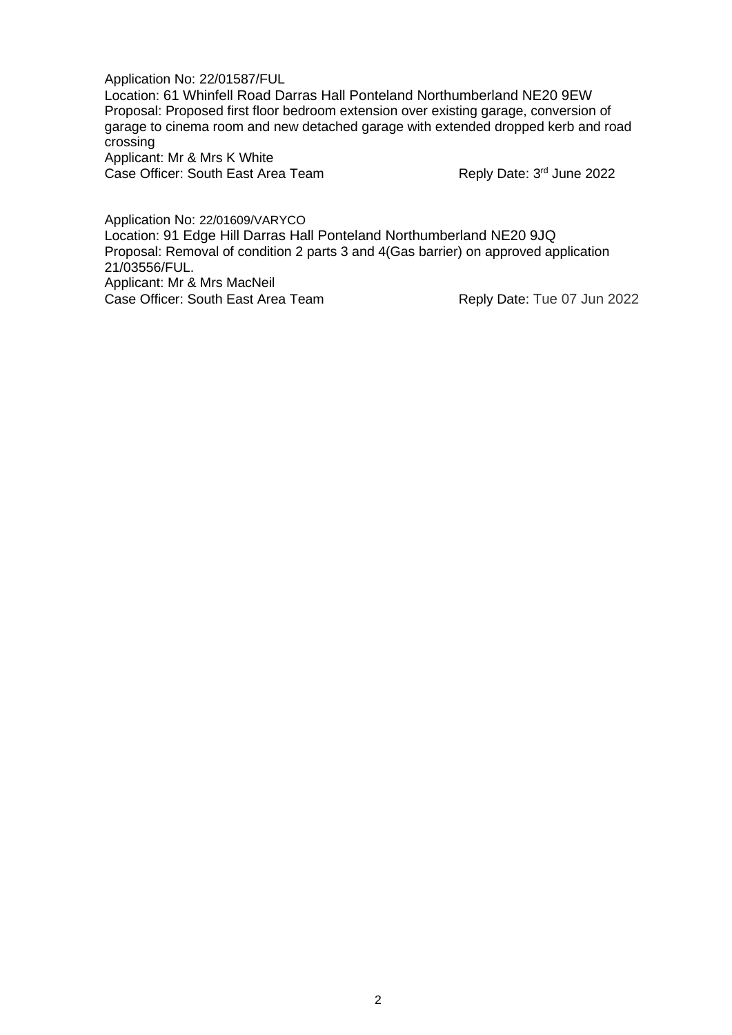Application No: 22/01587/FUL
Location: 61 Whinfell Road Darras Hall Ponteland Northumberland NE20 9EW
Proposal: Proposed first floor bedroom extension over existing garage, conversion of garage to cinema room and new detached garage with extended dropped kerb and road crossing
Applicant: Mr & Mrs K White
Case Officer: South East Area Team Reply Date: 3rd June 2022

Application No: 22/01609/VARYCO
Location: 91 Edge Hill Darras Hall Ponteland Northumberland NE20 9JQ
Proposal: Removal of condition 2 parts 3 and 4(Gas barrier) on approved application 21/03556/FUL.
Applicant: Mr & Mrs MacNeil
Case Officer: South East Area Team Reply Date: Tue 07 Jun 2022